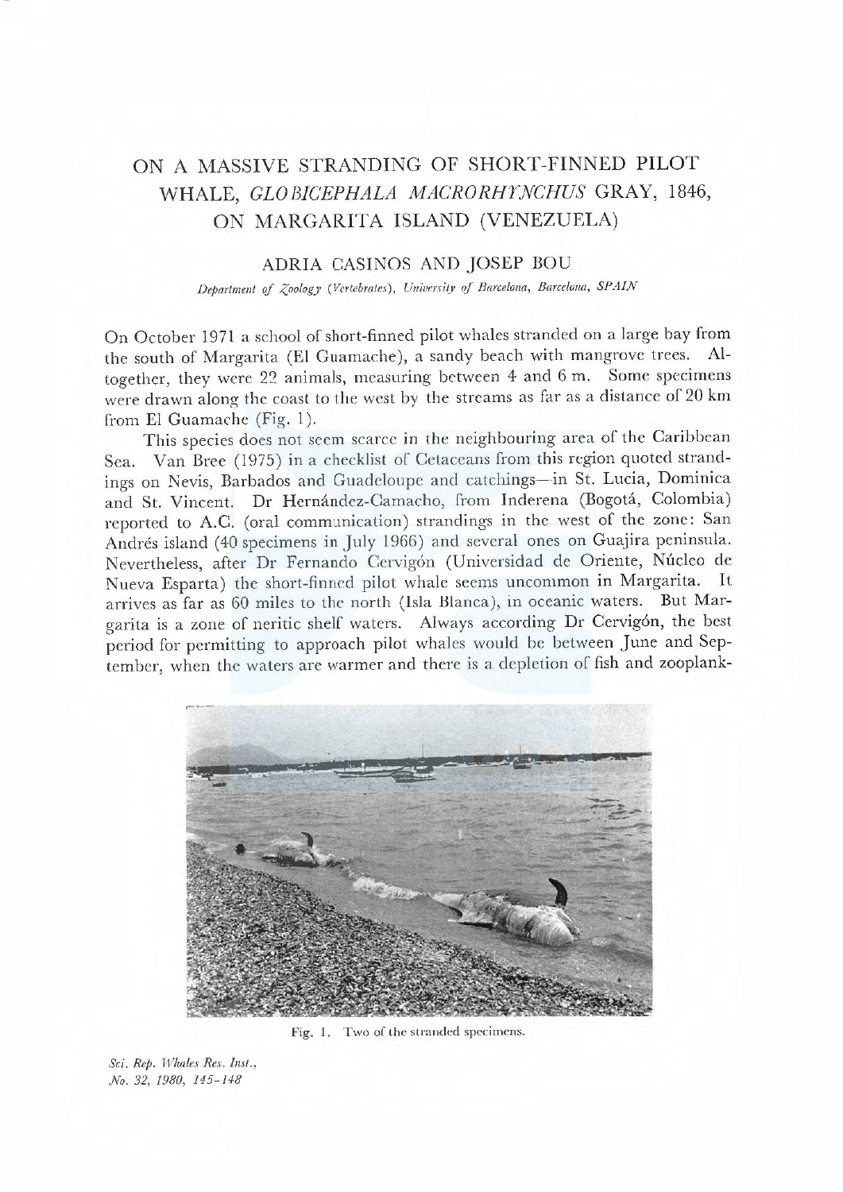# ON A MASSIVE STRANDING OF SHORT-FINNED PILOT WHALE, *GLOBICEPHALA MACRORHYNCHUS* GRAY, 1846, ON MARGARITA ISLAND (VENEZUELA)

ADRIA CASINOS AND JOSEP BOU

*Department of Zoology (Vertebrates), University of Barcelona, Barcelona, SPAIN*

On October 1971 a school of short-finned pilot whales stranded on a large bay from the south of Margarita (El Guamache), a sandy beach with mangrove trees. Altogether, they were 22 animals, measuring between 4 and 6 m. Some specimens were drawn along the coast to the west by the streams as far as a distance of 20 km from El Guamache (Fig. 1).

This species does not seem scarce in the neighbouring area of the Caribbean Sea. Van Bree (1975) in a checklist of Cetaceans from this region quoted strandings on Nevis, Barbados and Guadeloupe and catchings—in St. Lucia, Dominica and St. Vincent. Dr Hernández-Camacho, from Inderena (Bogotá, Colombia) reported to A.C. (oral communication) strandings in the west of the zone: San Andrés island (40 specimens in July 1966) and several ones on Guajira peninsula. Nevertheless, after Dr Fernando Cervigón (Universidad de Oriente, Núcleo de Nueva Esparta) the short-finned pilot whale seems uncommon in Margarita. It arrives as far as 60 miles to the north (Isla Blanca), in oceanic waters. But Margarita is a zone of neritic shelf waters. Always according Dr Cervigón, the best period for permitting to approach pilot whales would be between June and September, when the waters are warmer and there is a depletion of fish and zooplank-

Fig. 1. Two of the stranded specimens.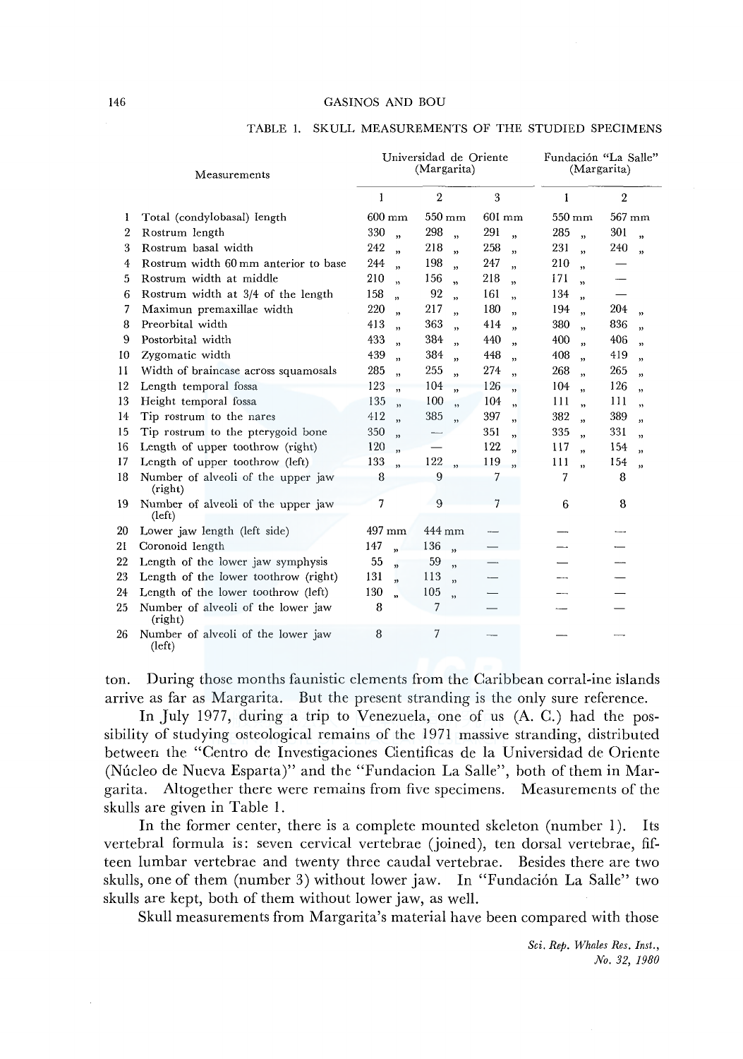TABLE 1. SKULL MEASUREMENTS OF THE STUDIED SPECIMENS

| | Measurements | Universidad de Oriente (Margarita) | | | Fundación "La Salle" (Margarita) | |
|---|---|---|---|---|---|---|
| | | 1 | 2 | 3 | 1 | 2 |
| 1 | Total (condylobasal) length | 600 mm | 550 mm | 601 mm | 550 mm | 567 mm |
| 2 | Rostrum length | 330 " | 298 " | 291 " | 285 " | 301 " |
| 3 | Rostrum basal width | 242 " | 218 " | 258 " | 231 " | 240 " |
| 4 | Rostrum width 60 mm anterior to base | 244 " | 198 " | 247 " | 210 " | — |
| 5 | Rostrum width at middle | 210 " | 156 " | 218 " | 171 " | — |
| 6 | Rostrum width at 3/4 of the length | 158 " | 92 " | 161 " | 134 " | — |
| 7 | Maximun premaxillae width | 220 " | 217 " | 180 " | 194 " | 204 " |
| 8 | Preorbital width | 413 " | 363 " | 414 " | 380 " | 836 " |
| 9 | Postorbital width | 433 " | 384 " | 440 " | 400 " | 406 " |
| 10 | Zygomatic width | 439 " | 384 " | 448 " | 408 " | 419 " |
| 11 | Width of braincase across squamosals | 285 " | 255 " | 274 " | 268 " | 265 " |
| 12 | Length temporal fossa | 123 " | 104 " | 126 " | 104 " | 126 " |
| 13 | Height temporal fossa | 135 " | 100 " | 104 " | 111 " | 111 " |
| 14 | Tip rostrum to the nares | 412 " | 385 " | 397 " | 382 " | 389 " |
| 15 | Tip rostrum to the pterygoid bone | 350 " | — | 351 " | 335 " | 331 " |
| 16 | Length of upper toothrow (right) | 120 " | — | 122 " | 117 " | 154 " |
| 17 | Length of upper toothrow (left) | 133 " | 122 " | 119 " | 111 " | 154 " |
| 18 | Number of alveoli of the upper jaw (right) | 8 | 9 | 7 | 7 | 8 |
| 19 | Number of alveoli of the upper jaw (left) | 7 | 9 | 7 | 6 | 8 |
| 20 | Lower jaw length (left side) | 497 mm | 444 mm | — | — | — |
| 21 | Coronoid length | 147 " | 136 " | — | — | — |
| 22 | Length of the lower jaw symphysis | 55 " | 59 " | — | — | — |
| 23 | Length of the lower toothrow (right) | 131 " | 113 " | — | — | — |
| 24 | Length of the lower toothrow (left) | 130 " | 105 " | — | — | — |
| 25 | Number of alveoli of the lower jaw (right) | 8 | 7 | — | — | — |
| 26 | Number of alveoli of the lower jaw (left) | 8 | 7 | — | — | — |

ton. During those months faunistic elements from the Caribbean corral-ine islands arrive as far as Margarita. But the present stranding is the only sure reference.

In July 1977, during a trip to Venezuela, one of us (A. C.) had the possibility of studying osteological remains of the 1971 massive stranding, distributed between the "Centro de Investigaciones Cientificas de la Universidad de Oriente (Núcleo de Nueva Esparta)" and the "Fundacion La Salle", both of them in Margarita. Altogether there were remains from five specimens. Measurements of the skulls are given in Table 1.

In the former center, there is a complete mounted skeleton (number 1). Its vertebral formula is: seven cervical vertebrae (joined), ten dorsal vertebrae, fifteen lumbar vertebrae and twenty three caudal vertebrae. Besides there are two skulls, one of them (number 3) without lower jaw. In "Fundación La Salle" two skulls are kept, both of them without lower jaw, as well.

Skull measurements from Margarita's material have been compared with those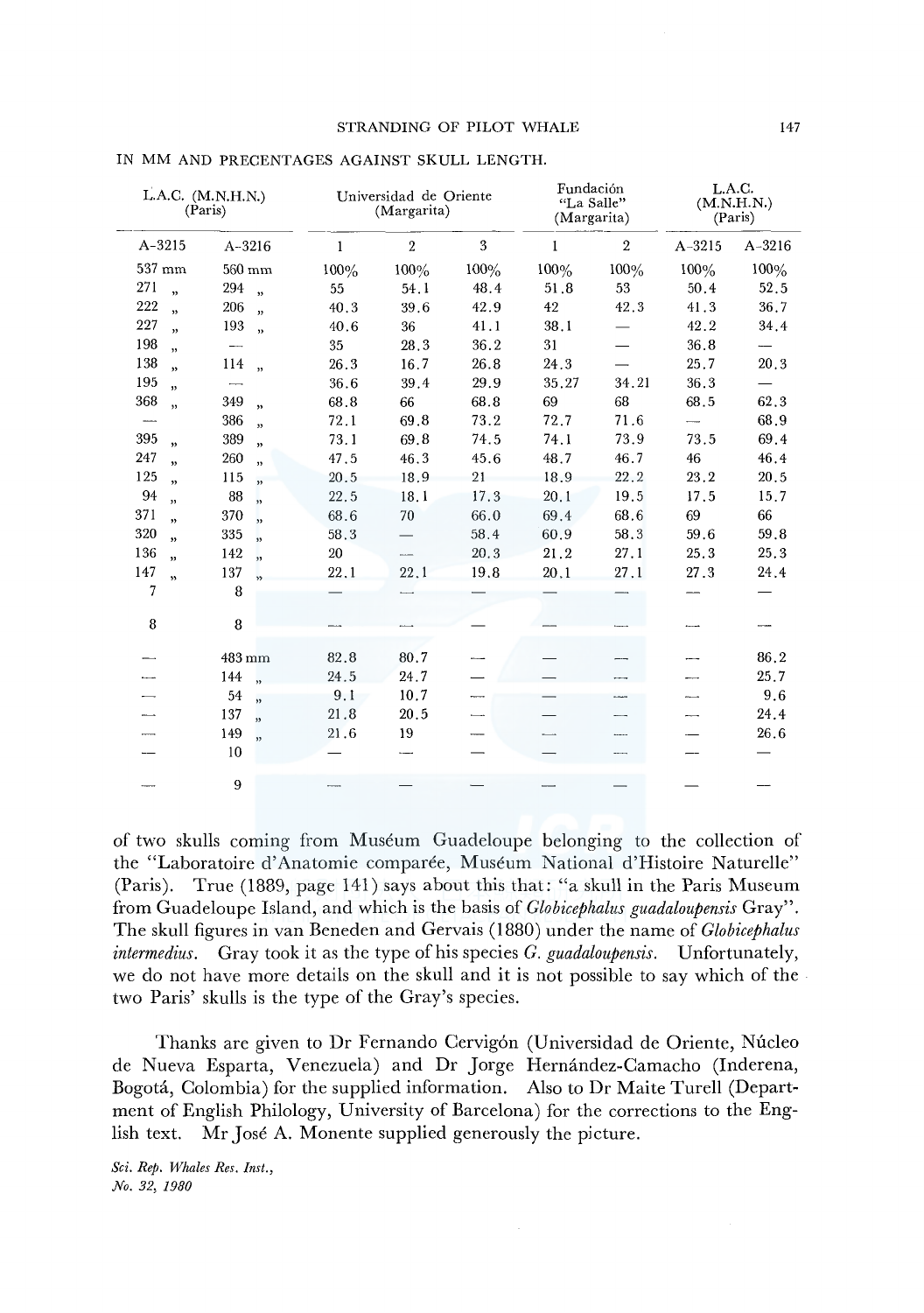IN MM AND PRECENTAGES AGAINST SKULL LENGTH.

| L.A.C. (M.N.H.N.) (Paris) | | Universidad de Oriente (Margarita) | | | Fundación "La Salle" (Margarita) | | L.A.C. (M.N.H.N.) (Paris) | |
|---|---|---|---|---|---|---|---|---|
| A-3215 | A-3216 | 1 | 2 | 3 | 1 | 2 | A-3215 | A-3216 |
| 537 mm | 560 mm | 100% | 100% | 100% | 100% | 100% | 100% | 100% |
| 271 " | 294 " | 55 | 54.1 | 48.4 | 51.8 | 53 | 50.4 | 52.5 |
| 222 " | 206 " | 40.3 | 39.6 | 42.9 | 42 | 42.3 | 41.3 | 36.7 |
| 227 " | 193 " | 40.6 | 36 | 41.1 | 38.1 | — | 42.2 | 34.4 |
| 198 " | — | 35 | 28.3 | 36.2 | 31 | — | 36.8 | — |
| 138 " | 114 " | 26.3 | 16.7 | 26.8 | 24.3 | — | 25.7 | 20.3 |
| 195 " | — | 36.6 | 39.4 | 29.9 | 35.27 | 34.21 | 36.3 | — |
| 368 " | 349 " | 68.8 | 66 | 68.8 | 69 | 68 | 68.5 | 62.3 |
| — | 386 " | 72.1 | 69.8 | 73.2 | 72.7 | 71.6 | — | 68.9 |
| 395 " | 389 " | 73.1 | 69.8 | 74.5 | 74.1 | 73.9 | 73.5 | 69.4 |
| 247 " | 260 " | 47.5 | 46.3 | 45.6 | 48.7 | 46.7 | 46 | 46.4 |
| 125 " | 115 " | 20.5 | 18.9 | 21 | 18.9 | 22.2 | 23.2 | 20.5 |
| 94 " | 88 " | 22.5 | 18.1 | 17.3 | 20.1 | 19.5 | 17.5 | 15.7 |
| 371 " | 370 " | 68.6 | 70 | 66.0 | 69.4 | 68.6 | 69 | 66 |
| 320 " | 335 " | 58.3 | — | 58.4 | 60.9 | 58.3 | 59.6 | 59.8 |
| 136 " | 142 " | 20 | — | 20.3 | 21.2 | 27.1 | 25.3 | 25.3 |
| 147 " | 137 " | 22.1 | 22.1 | 19.8 | 20.1 | 27.1 | 27.3 | 24.4 |
| 7 | 8 | — | — | — | — | — | — | — |
| 8 | 8 | — | — | — | — | — | — | — |
| — | 483 mm | 82.8 | 80.7 | — | — | — | — | 86.2 |
| — | 144 " | 24.5 | 24.7 | — | — | — | — | 25.7 |
| — | 54 " | 9.1 | 10.7 | — | — | — | — | 9.6 |
| — | 137 " | 21.8 | 20.5 | — | — | — | — | 24.4 |
| — | 149 " | 21.6 | 19 | — | — | — | — | 26.6 |
| — | 10 | — | — | — | — | — | — | — |
| — | 9 | — | — | — | — | — | — | — |

of two skulls coming from Muséum Guadeloupe belonging to the collection of the "Laboratoire d'Anatomie comparée, Muséum National d'Histoire Naturelle" (Paris). True (1889, page 141) says about this that: "a skull in the Paris Museum from Guadeloupe Island, and which is the basis of *Globicephalus guadaloupensis* Gray". The skull figures in van Beneden and Gervais (1880) under the name of *Globicephalus intermedius*. Gray took it as the type of his species *G. guadaloupensis*. Unfortunately, we do not have more details on the skull and it is not possible to say which of the two Paris' skulls is the type of the Gray's species.

Thanks are given to Dr Fernando Cervigón (Universidad de Oriente, Núcleo de Nueva Esparta, Venezuela) and Dr Jorge Hernández-Camacho (Inderena, Bogotá, Colombia) for the supplied information. Also to Dr Maite Turell (Department of English Philology, University of Barcelona) for the corrections to the English text. Mr José A. Monente supplied generously the picture.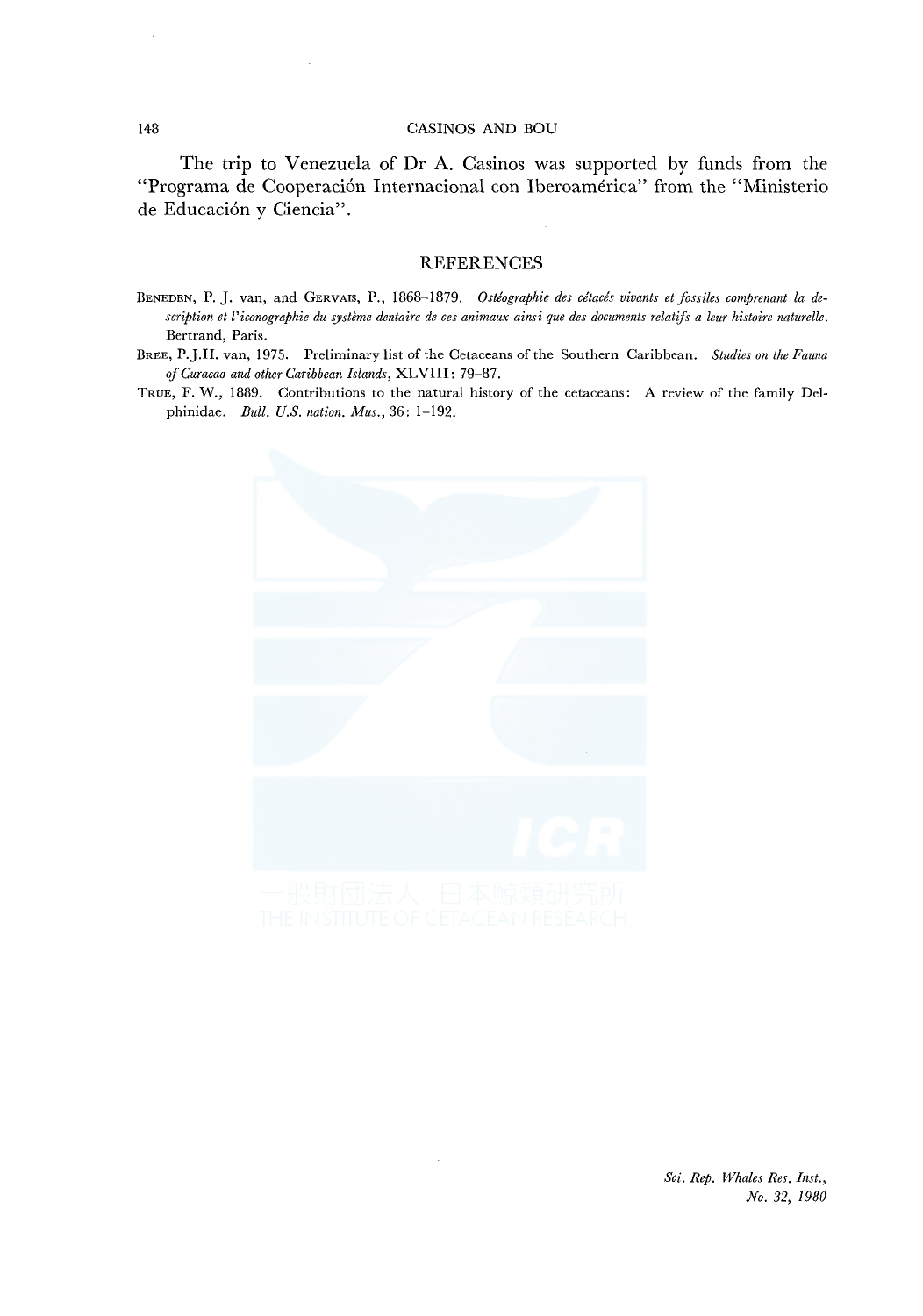The trip to Venezuela of Dr A. Casinos was supported by funds from the "Programa de Cooperación Internacional con Iberoamérica" from the "Ministerio de Educación y Ciencia".

## REFERENCES

BENEDEN, P. J. van, and GERVAIS, P., 1868–1879. *Ostéographie des cétacés vivants et fossiles comprenant la description et l'iconographie du système dentaire de ces animaux ainsi que des documents relatifs a leur histoire naturelle*. Bertrand, Paris.

BREE, P.J.H. van, 1975. Preliminary list of the Cetaceans of the Southern Caribbean. *Studies on the Fauna of Curacao and other Caribbean Islands*, XLVIII: 79–87.

TRUE, F. W., 1889. Contributions to the natural history of the cetaceans: A review of the family Delphinidae. *Bull. U.S. nation. Mus.*, 36: 1–192.